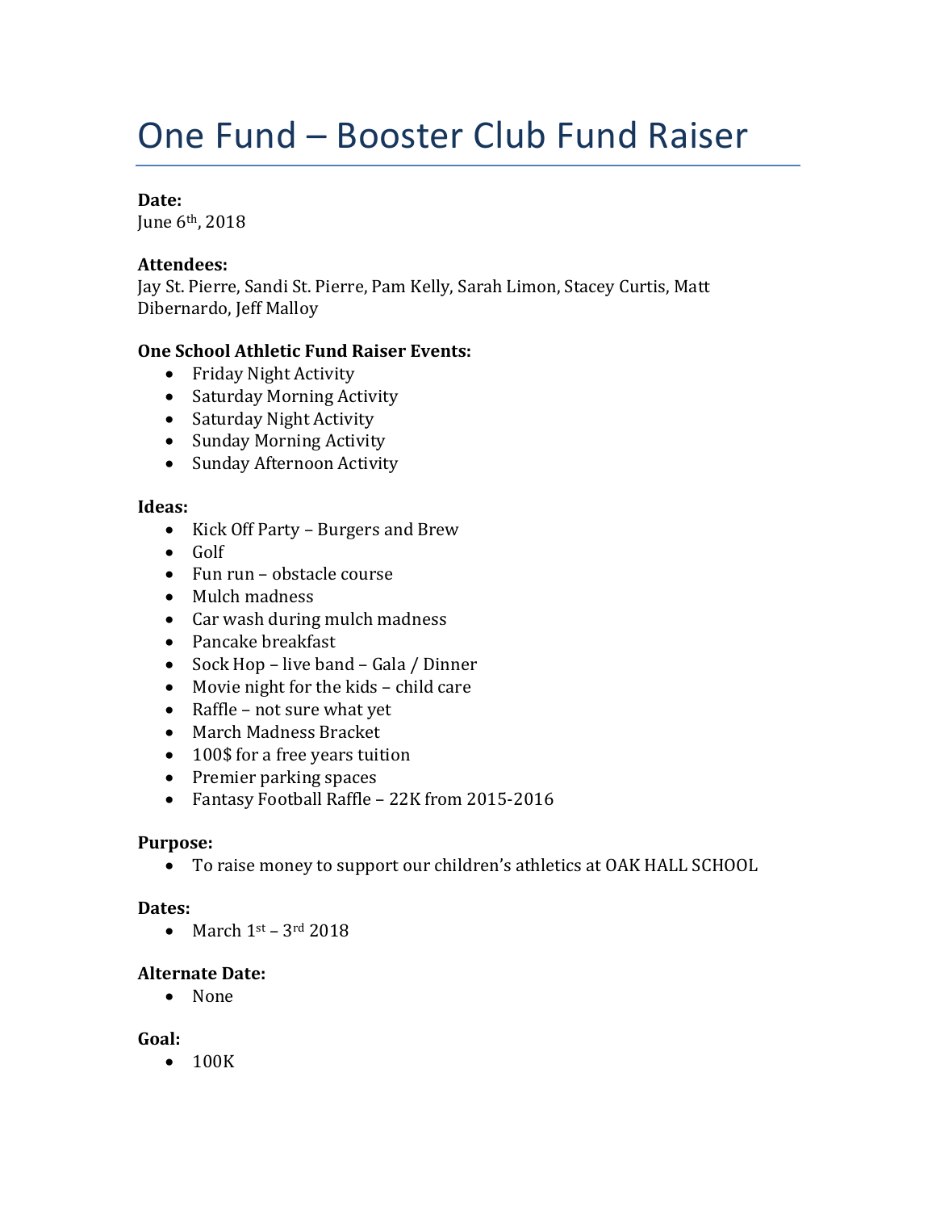# One Fund – Booster Club Fund Raiser

**Date:**
June 6th, 2018

**Attendees:**
Jay St. Pierre, Sandi St. Pierre, Pam Kelly, Sarah Limon, Stacey Curtis, Matt Dibernardo, Jeff Malloy

**One School Athletic Fund Raiser Events:**

- Friday Night Activity
- Saturday Morning Activity
- Saturday Night Activity
- Sunday Morning Activity
- Sunday Afternoon Activity

**Ideas:**

- Kick Off Party – Burgers and Brew
- Golf
- Fun run – obstacle course
- Mulch madness
- Car wash during mulch madness
- Pancake breakfast
- Sock Hop – live band – Gala / Dinner
- Movie night for the kids – child care
- Raffle – not sure what yet
- March Madness Bracket
- 100$ for a free years tuition
- Premier parking spaces
- Fantasy Football Raffle – 22K from 2015-2016

**Purpose:**

- To raise money to support our children's athletics at OAK HALL SCHOOL

**Dates:**

- March 1st – 3rd 2018

**Alternate Date:**

- None

**Goal:**

- 100K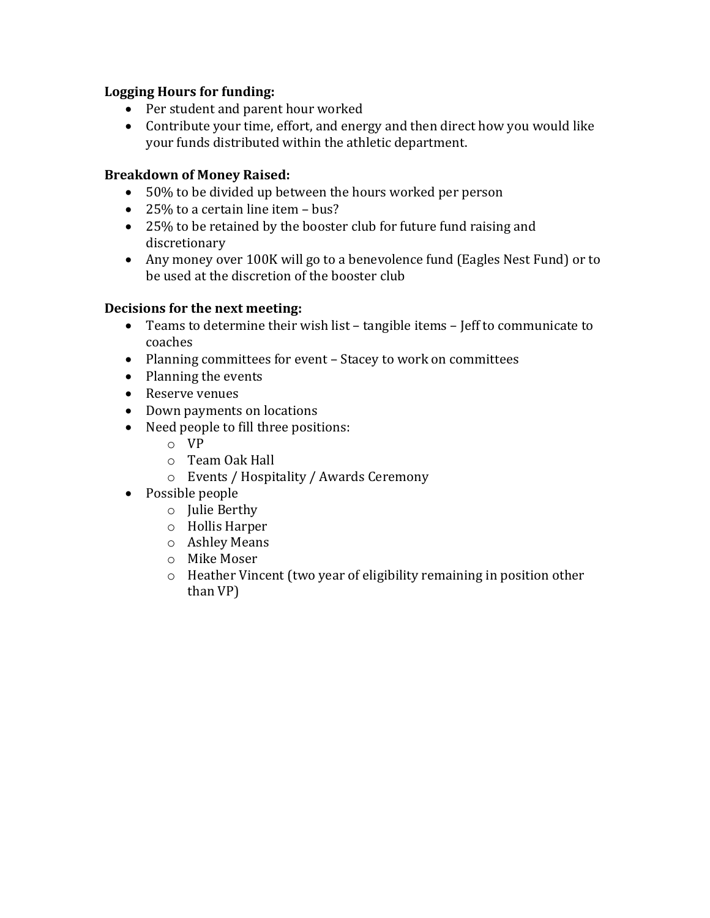**Logging Hours for funding:**

- Per student and parent hour worked
- Contribute your time, effort, and energy and then direct how you would like your funds distributed within the athletic department.

**Breakdown of Money Raised:**

- 50% to be divided up between the hours worked per person
- 25% to a certain line item – bus?
- 25% to be retained by the booster club for future fund raising and discretionary
- Any money over 100K will go to a benevolence fund (Eagles Nest Fund) or to be used at the discretion of the booster club

**Decisions for the next meeting:**

- Teams to determine their wish list – tangible items – Jeff to communicate to coaches
- Planning committees for event – Stacey to work on committees
- Planning the events
- Reserve venues
- Down payments on locations
- Need people to fill three positions:
  - VP
  - Team Oak Hall
  - Events / Hospitality / Awards Ceremony
- Possible people
  - Julie Berthy
  - Hollis Harper
  - Ashley Means
  - Mike Moser
  - Heather Vincent (two year of eligibility remaining in position other than VP)